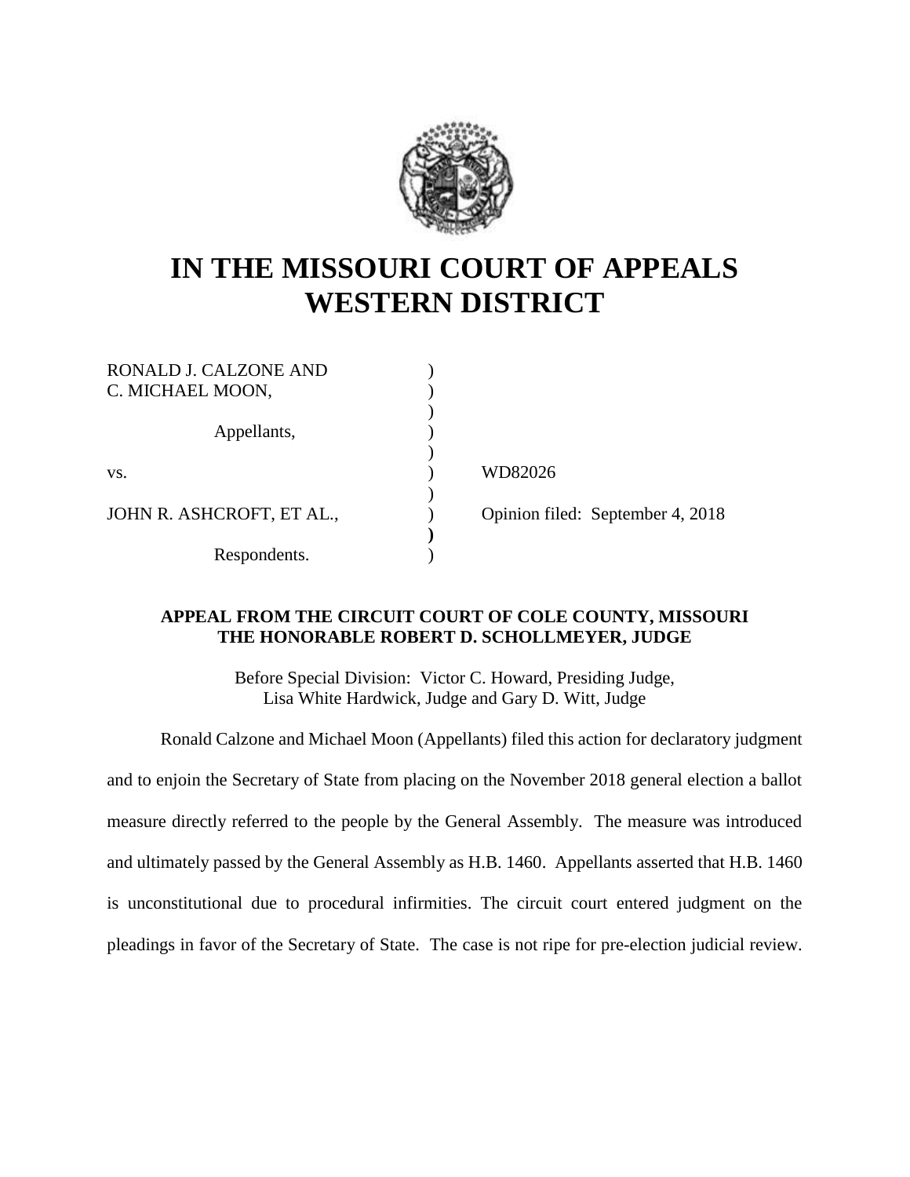# IN THE MISSOURI COURT OF APPEALS WESTERN DISTRICT

| | | |
|---|---|---|
| RONALD J. CALZONE AND C. MICHAEL MOON, | ) | |
| Appellants, | ) | |
| vs. | ) | WD82026 |
| JOHN R. ASHCROFT, ET AL., | ) | Opinion filed: September 4, 2018 |
| Respondents. | ) | |

**APPEAL FROM THE CIRCUIT COURT OF COLE COUNTY, MISSOURI**
**THE HONORABLE ROBERT D. SCHOLLMEYER, JUDGE**

Before Special Division: Victor C. Howard, Presiding Judge, Lisa White Hardwick, Judge and Gary D. Witt, Judge

Ronald Calzone and Michael Moon (Appellants) filed this action for declaratory judgment and to enjoin the Secretary of State from placing on the November 2018 general election a ballot measure directly referred to the people by the General Assembly. The measure was introduced and ultimately passed by the General Assembly as H.B. 1460. Appellants asserted that H.B. 1460 is unconstitutional due to procedural infirmities. The circuit court entered judgment on the pleadings in favor of the Secretary of State. The case is not ripe for pre-election judicial review.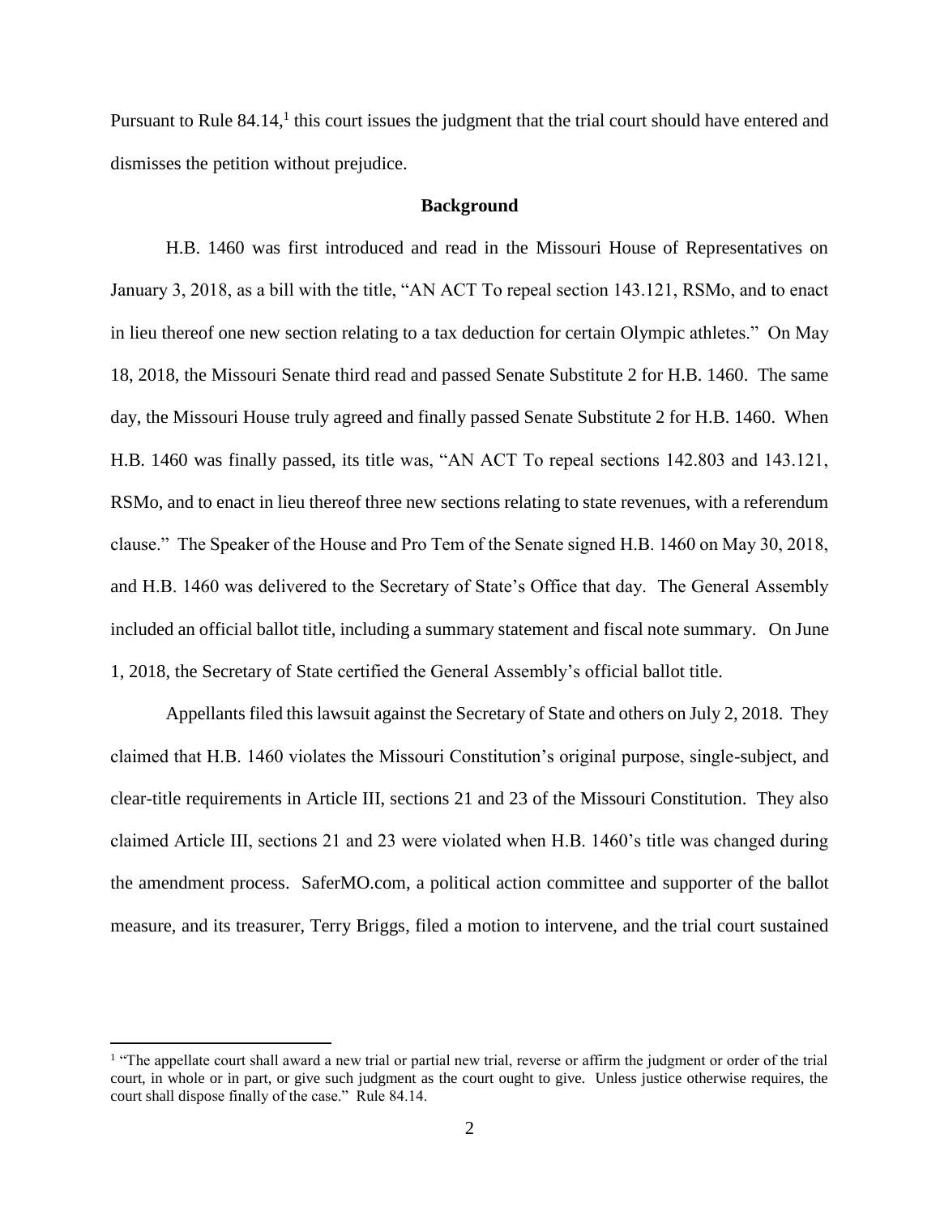Pursuant to Rule 84.14,[1] this court issues the judgment that the trial court should have entered and dismisses the petition without prejudice.

**Background**

H.B. 1460 was first introduced and read in the Missouri House of Representatives on January 3, 2018, as a bill with the title, "AN ACT To repeal section 143.121, RSMo, and to enact in lieu thereof one new section relating to a tax deduction for certain Olympic athletes." On May 18, 2018, the Missouri Senate third read and passed Senate Substitute 2 for H.B. 1460. The same day, the Missouri House truly agreed and finally passed Senate Substitute 2 for H.B. 1460. When H.B. 1460 was finally passed, its title was, "AN ACT To repeal sections 142.803 and 143.121, RSMo, and to enact in lieu thereof three new sections relating to state revenues, with a referendum clause." The Speaker of the House and Pro Tem of the Senate signed H.B. 1460 on May 30, 2018, and H.B. 1460 was delivered to the Secretary of State's Office that day. The General Assembly included an official ballot title, including a summary statement and fiscal note summary. On June 1, 2018, the Secretary of State certified the General Assembly's official ballot title.

Appellants filed this lawsuit against the Secretary of State and others on July 2, 2018. They claimed that H.B. 1460 violates the Missouri Constitution's original purpose, single-subject, and clear-title requirements in Article III, sections 21 and 23 of the Missouri Constitution. They also claimed Article III, sections 21 and 23 were violated when H.B. 1460's title was changed during the amendment process. SaferMO.com, a political action committee and supporter of the ballot measure, and its treasurer, Terry Briggs, filed a motion to intervene, and the trial court sustained

[1] "The appellate court shall award a new trial or partial new trial, reverse or affirm the judgment or order of the trial court, in whole or in part, or give such judgment as the court ought to give. Unless justice otherwise requires, the court shall dispose finally of the case." Rule 84.14.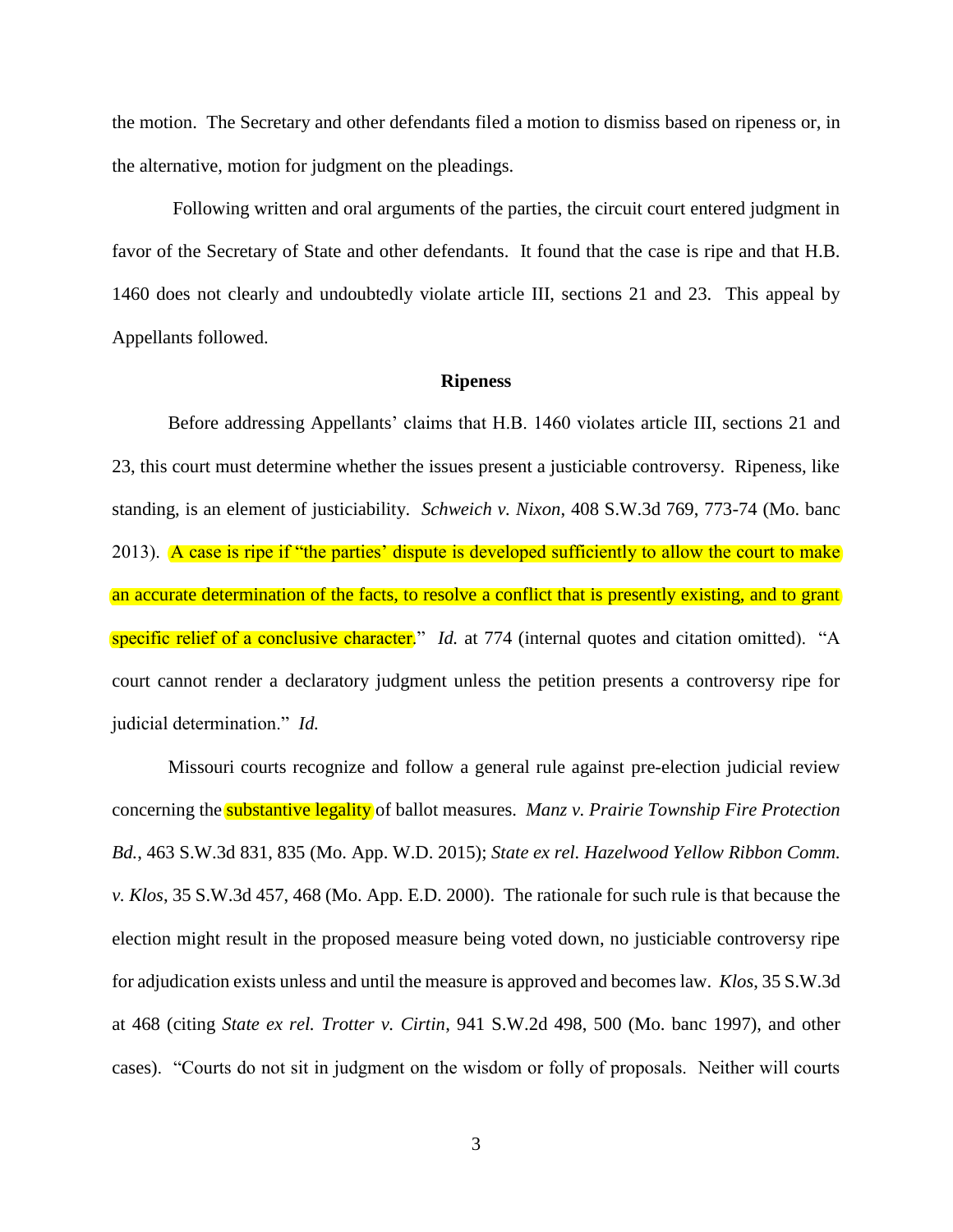the motion. The Secretary and other defendants filed a motion to dismiss based on ripeness or, in the alternative, motion for judgment on the pleadings.

Following written and oral arguments of the parties, the circuit court entered judgment in favor of the Secretary of State and other defendants. It found that the case is ripe and that H.B. 1460 does not clearly and undoubtedly violate article III, sections 21 and 23. This appeal by Appellants followed.

## Ripeness

Before addressing Appellants' claims that H.B. 1460 violates article III, sections 21 and 23, this court must determine whether the issues present a justiciable controversy. Ripeness, like standing, is an element of justiciability. *Schweich v. Nixon*, 408 S.W.3d 769, 773-74 (Mo. banc 2013). A case is ripe if "the parties' dispute is developed sufficiently to allow the court to make an accurate determination of the facts, to resolve a conflict that is presently existing, and to grant specific relief of a conclusive character." *Id.* at 774 (internal quotes and citation omitted). "A court cannot render a declaratory judgment unless the petition presents a controversy ripe for judicial determination." *Id.*

Missouri courts recognize and follow a general rule against pre-election judicial review concerning the substantive legality of ballot measures. *Manz v. Prairie Township Fire Protection Bd.*, 463 S.W.3d 831, 835 (Mo. App. W.D. 2015); *State ex rel. Hazelwood Yellow Ribbon Comm. v. Klos*, 35 S.W.3d 457, 468 (Mo. App. E.D. 2000). The rationale for such rule is that because the election might result in the proposed measure being voted down, no justiciable controversy ripe for adjudication exists unless and until the measure is approved and becomes law. *Klos*, 35 S.W.3d at 468 (citing *State ex rel. Trotter v. Cirtin*, 941 S.W.2d 498, 500 (Mo. banc 1997), and other cases). "Courts do not sit in judgment on the wisdom or folly of proposals. Neither will courts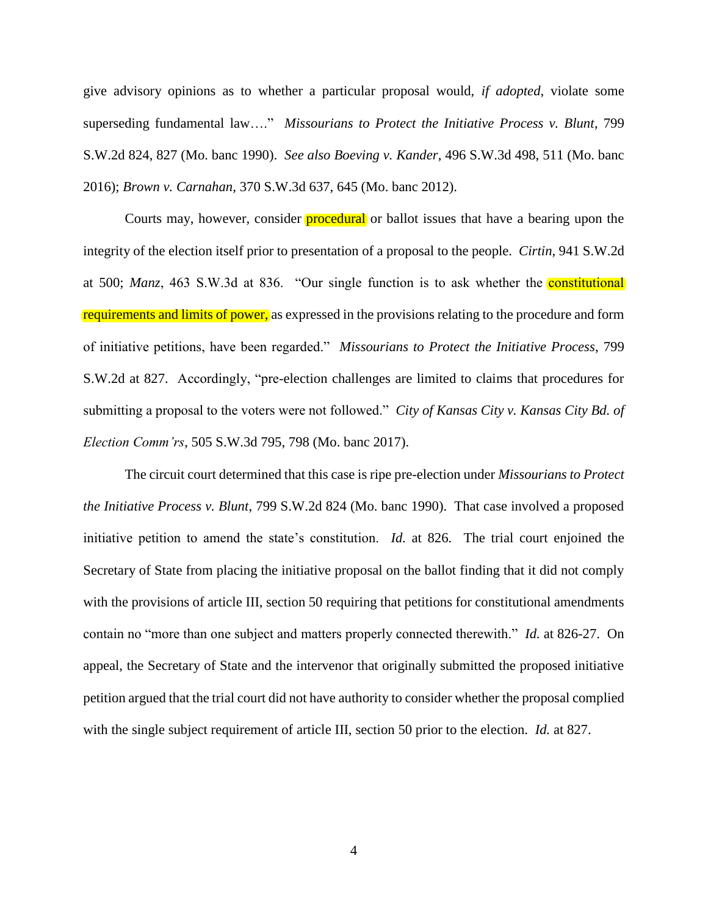give advisory opinions as to whether a particular proposal would, *if adopted*, violate some superseding fundamental law…." *Missourians to Protect the Initiative Process v. Blunt*, 799 S.W.2d 824, 827 (Mo. banc 1990). *See also Boeving v. Kander*, 496 S.W.3d 498, 511 (Mo. banc 2016); *Brown v. Carnahan*, 370 S.W.3d 637, 645 (Mo. banc 2012).

Courts may, however, consider procedural or ballot issues that have a bearing upon the integrity of the election itself prior to presentation of a proposal to the people. *Cirtin*, 941 S.W.2d at 500; *Manz*, 463 S.W.3d at 836. "Our single function is to ask whether the constitutional requirements and limits of power, as expressed in the provisions relating to the procedure and form of initiative petitions, have been regarded." *Missourians to Protect the Initiative Process*, 799 S.W.2d at 827. Accordingly, "pre-election challenges are limited to claims that procedures for submitting a proposal to the voters were not followed." *City of Kansas City v. Kansas City Bd. of Election Comm'rs*, 505 S.W.3d 795, 798 (Mo. banc 2017).

The circuit court determined that this case is ripe pre-election under *Missourians to Protect the Initiative Process v. Blunt*, 799 S.W.2d 824 (Mo. banc 1990). That case involved a proposed initiative petition to amend the state's constitution. *Id.* at 826. The trial court enjoined the Secretary of State from placing the initiative proposal on the ballot finding that it did not comply with the provisions of article III, section 50 requiring that petitions for constitutional amendments contain no "more than one subject and matters properly connected therewith." *Id.* at 826-27. On appeal, the Secretary of State and the intervenor that originally submitted the proposed initiative petition argued that the trial court did not have authority to consider whether the proposal complied with the single subject requirement of article III, section 50 prior to the election. *Id.* at 827.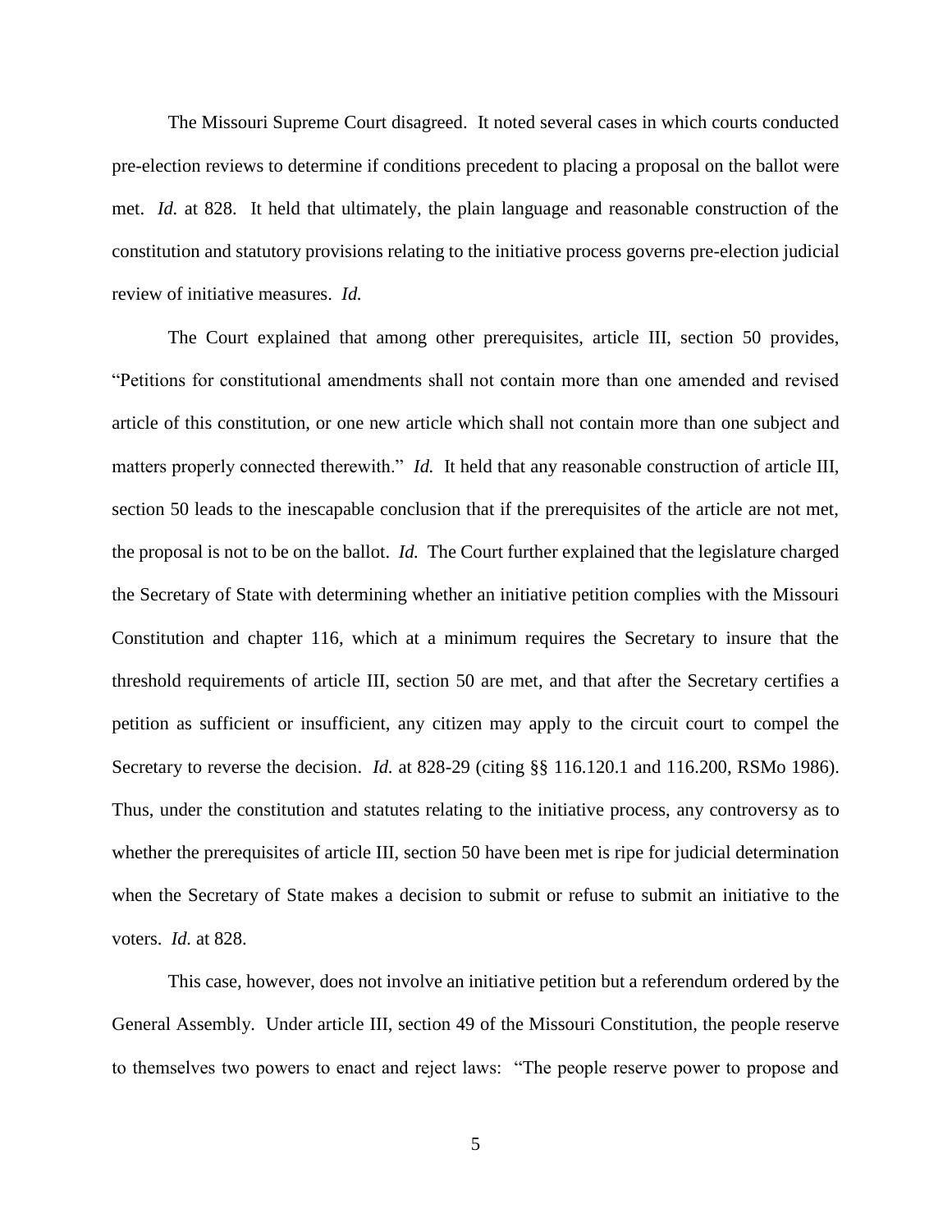The Missouri Supreme Court disagreed. It noted several cases in which courts conducted pre-election reviews to determine if conditions precedent to placing a proposal on the ballot were met. *Id.* at 828. It held that ultimately, the plain language and reasonable construction of the constitution and statutory provisions relating to the initiative process governs pre-election judicial review of initiative measures. *Id.*

The Court explained that among other prerequisites, article III, section 50 provides, "Petitions for constitutional amendments shall not contain more than one amended and revised article of this constitution, or one new article which shall not contain more than one subject and matters properly connected therewith." *Id.* It held that any reasonable construction of article III, section 50 leads to the inescapable conclusion that if the prerequisites of the article are not met, the proposal is not to be on the ballot. *Id.* The Court further explained that the legislature charged the Secretary of State with determining whether an initiative petition complies with the Missouri Constitution and chapter 116, which at a minimum requires the Secretary to insure that the threshold requirements of article III, section 50 are met, and that after the Secretary certifies a petition as sufficient or insufficient, any citizen may apply to the circuit court to compel the Secretary to reverse the decision. *Id.* at 828-29 (citing §§ 116.120.1 and 116.200, RSMo 1986). Thus, under the constitution and statutes relating to the initiative process, any controversy as to whether the prerequisites of article III, section 50 have been met is ripe for judicial determination when the Secretary of State makes a decision to submit or refuse to submit an initiative to the voters. *Id.* at 828.

This case, however, does not involve an initiative petition but a referendum ordered by the General Assembly. Under article III, section 49 of the Missouri Constitution, the people reserve to themselves two powers to enact and reject laws: "The people reserve power to propose and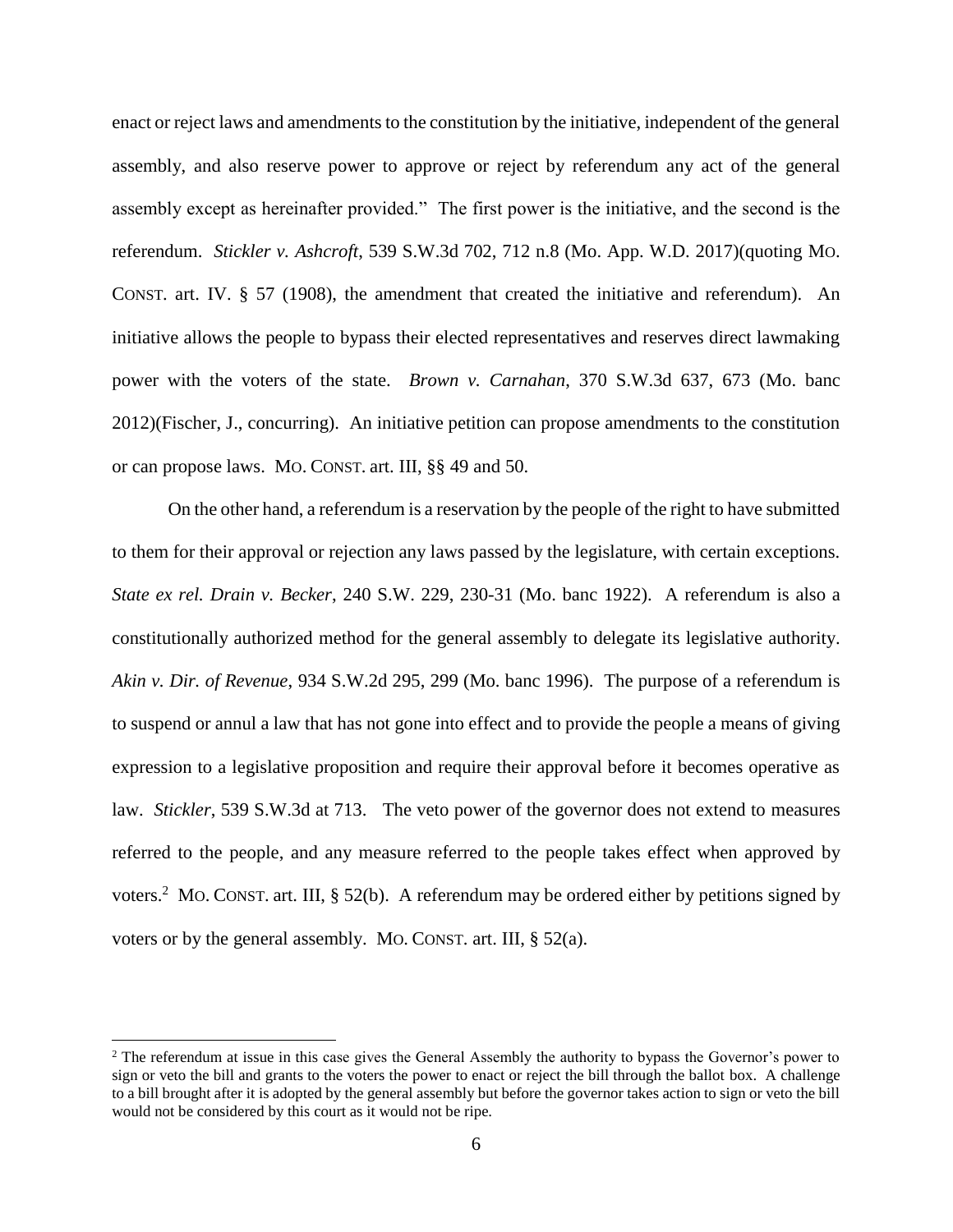enact or reject laws and amendments to the constitution by the initiative, independent of the general assembly, and also reserve power to approve or reject by referendum any act of the general assembly except as hereinafter provided." The first power is the initiative, and the second is the referendum. *Stickler v. Ashcroft*, 539 S.W.3d 702, 712 n.8 (Mo. App. W.D. 2017)(quoting MO. CONST. art. IV. § 57 (1908), the amendment that created the initiative and referendum). An initiative allows the people to bypass their elected representatives and reserves direct lawmaking power with the voters of the state. *Brown v. Carnahan*, 370 S.W.3d 637, 673 (Mo. banc 2012)(Fischer, J., concurring). An initiative petition can propose amendments to the constitution or can propose laws. MO. CONST. art. III, §§ 49 and 50.

On the other hand, a referendum is a reservation by the people of the right to have submitted to them for their approval or rejection any laws passed by the legislature, with certain exceptions. *State ex rel. Drain v. Becker*, 240 S.W. 229, 230-31 (Mo. banc 1922). A referendum is also a constitutionally authorized method for the general assembly to delegate its legislative authority. *Akin v. Dir. of Revenue*, 934 S.W.2d 295, 299 (Mo. banc 1996). The purpose of a referendum is to suspend or annul a law that has not gone into effect and to provide the people a means of giving expression to a legislative proposition and require their approval before it becomes operative as law. *Stickler*, 539 S.W.3d at 713. The veto power of the governor does not extend to measures referred to the people, and any measure referred to the people takes effect when approved by voters.[2] MO. CONST. art. III, § 52(b). A referendum may be ordered either by petitions signed by voters or by the general assembly. MO. CONST. art. III, § 52(a).

---

[2] The referendum at issue in this case gives the General Assembly the authority to bypass the Governor's power to sign or veto the bill and grants to the voters the power to enact or reject the bill through the ballot box. A challenge to a bill brought after it is adopted by the general assembly but before the governor takes action to sign or veto the bill would not be considered by this court as it would not be ripe.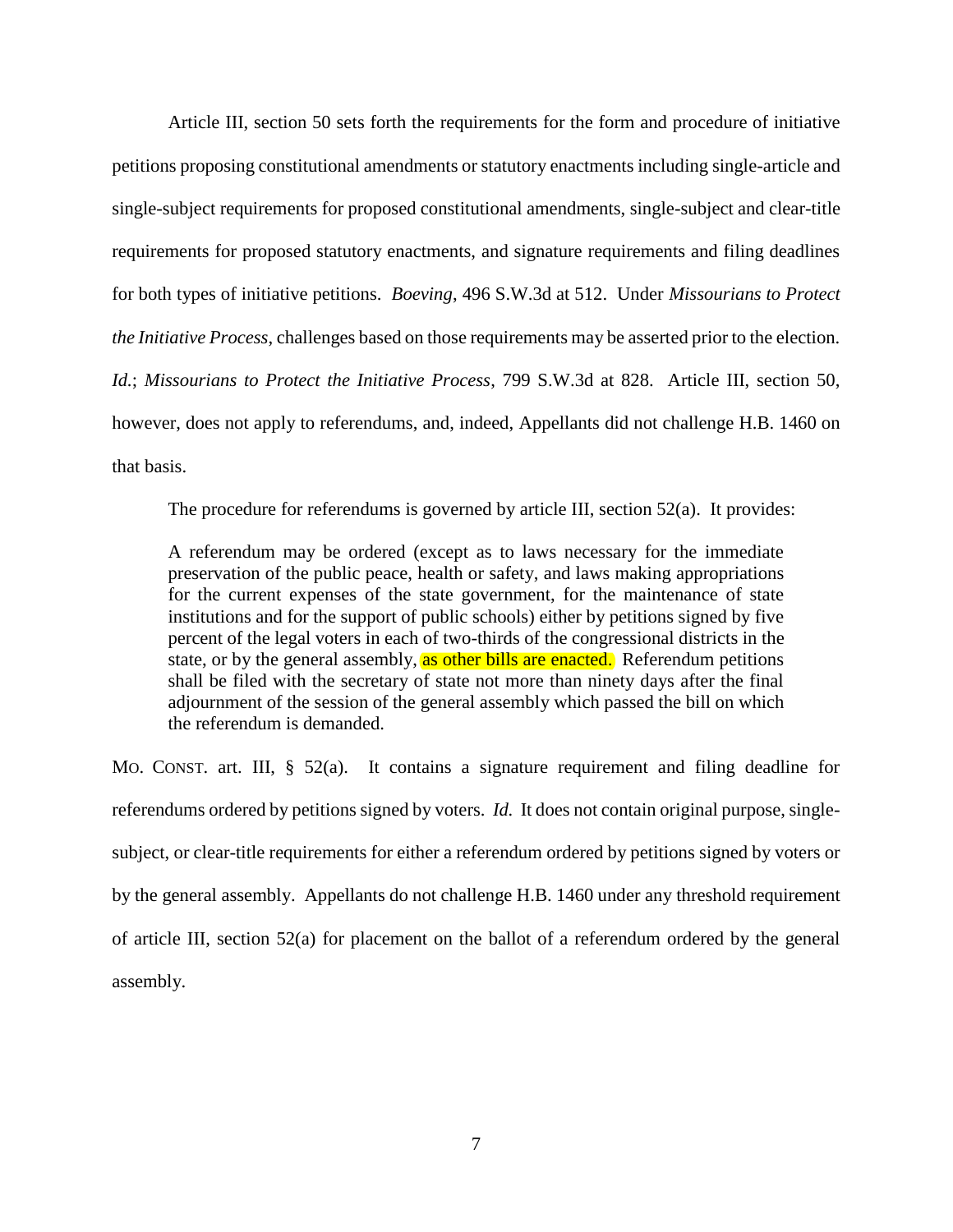Article III, section 50 sets forth the requirements for the form and procedure of initiative petitions proposing constitutional amendments or statutory enactments including single-article and single-subject requirements for proposed constitutional amendments, single-subject and clear-title requirements for proposed statutory enactments, and signature requirements and filing deadlines for both types of initiative petitions. *Boeving*, 496 S.W.3d at 512. Under *Missourians to Protect the Initiative Process*, challenges based on those requirements may be asserted prior to the election. *Id.*; *Missourians to Protect the Initiative Process*, 799 S.W.3d at 828. Article III, section 50, however, does not apply to referendums, and, indeed, Appellants did not challenge H.B. 1460 on that basis.

The procedure for referendums is governed by article III, section 52(a). It provides:

> A referendum may be ordered (except as to laws necessary for the immediate preservation of the public peace, health or safety, and laws making appropriations for the current expenses of the state government, for the maintenance of state institutions and for the support of public schools) either by petitions signed by five percent of the legal voters in each of two-thirds of the congressional districts in the state, or by the general assembly, as other bills are enacted. Referendum petitions shall be filed with the secretary of state not more than ninety days after the final adjournment of the session of the general assembly which passed the bill on which the referendum is demanded.

MO. CONST. art. III, § 52(a). It contains a signature requirement and filing deadline for referendums ordered by petitions signed by voters. *Id.* It does not contain original purpose, single-subject, or clear-title requirements for either a referendum ordered by petitions signed by voters or by the general assembly. Appellants do not challenge H.B. 1460 under any threshold requirement of article III, section 52(a) for placement on the ballot of a referendum ordered by the general assembly.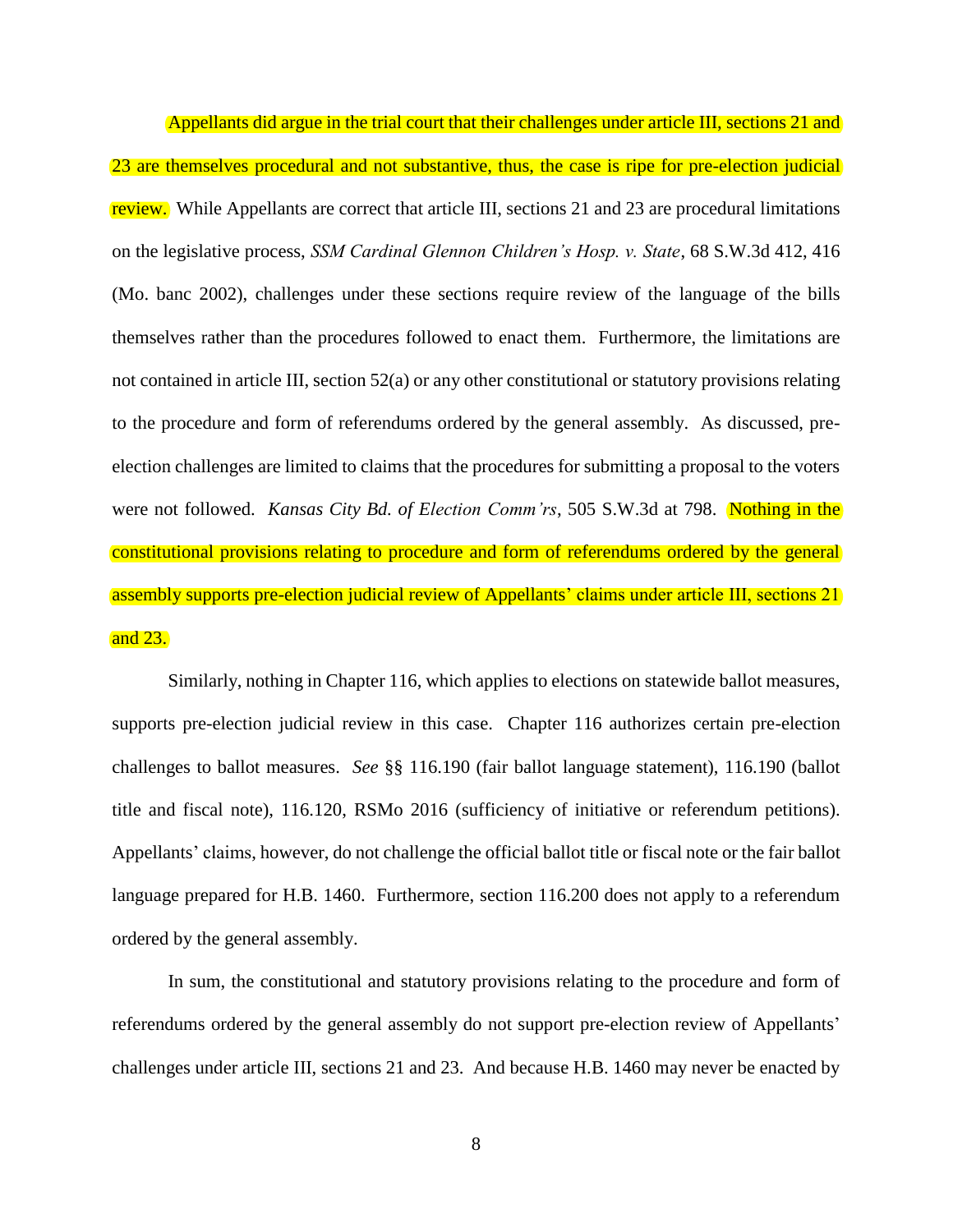Appellants did argue in the trial court that their challenges under article III, sections 21 and 23 are themselves procedural and not substantive, thus, the case is ripe for pre-election judicial review. While Appellants are correct that article III, sections 21 and 23 are procedural limitations on the legislative process, *SSM Cardinal Glennon Children's Hosp. v. State*, 68 S.W.3d 412, 416 (Mo. banc 2002), challenges under these sections require review of the language of the bills themselves rather than the procedures followed to enact them. Furthermore, the limitations are not contained in article III, section 52(a) or any other constitutional or statutory provisions relating to the procedure and form of referendums ordered by the general assembly. As discussed, pre-election challenges are limited to claims that the procedures for submitting a proposal to the voters were not followed. *Kansas City Bd. of Election Comm'rs*, 505 S.W.3d at 798. Nothing in the constitutional provisions relating to procedure and form of referendums ordered by the general assembly supports pre-election judicial review of Appellants' claims under article III, sections 21 and 23.

Similarly, nothing in Chapter 116, which applies to elections on statewide ballot measures, supports pre-election judicial review in this case. Chapter 116 authorizes certain pre-election challenges to ballot measures. *See* §§ 116.190 (fair ballot language statement), 116.190 (ballot title and fiscal note), 116.120, RSMo 2016 (sufficiency of initiative or referendum petitions). Appellants' claims, however, do not challenge the official ballot title or fiscal note or the fair ballot language prepared for H.B. 1460. Furthermore, section 116.200 does not apply to a referendum ordered by the general assembly.

In sum, the constitutional and statutory provisions relating to the procedure and form of referendums ordered by the general assembly do not support pre-election review of Appellants' challenges under article III, sections 21 and 23. And because H.B. 1460 may never be enacted by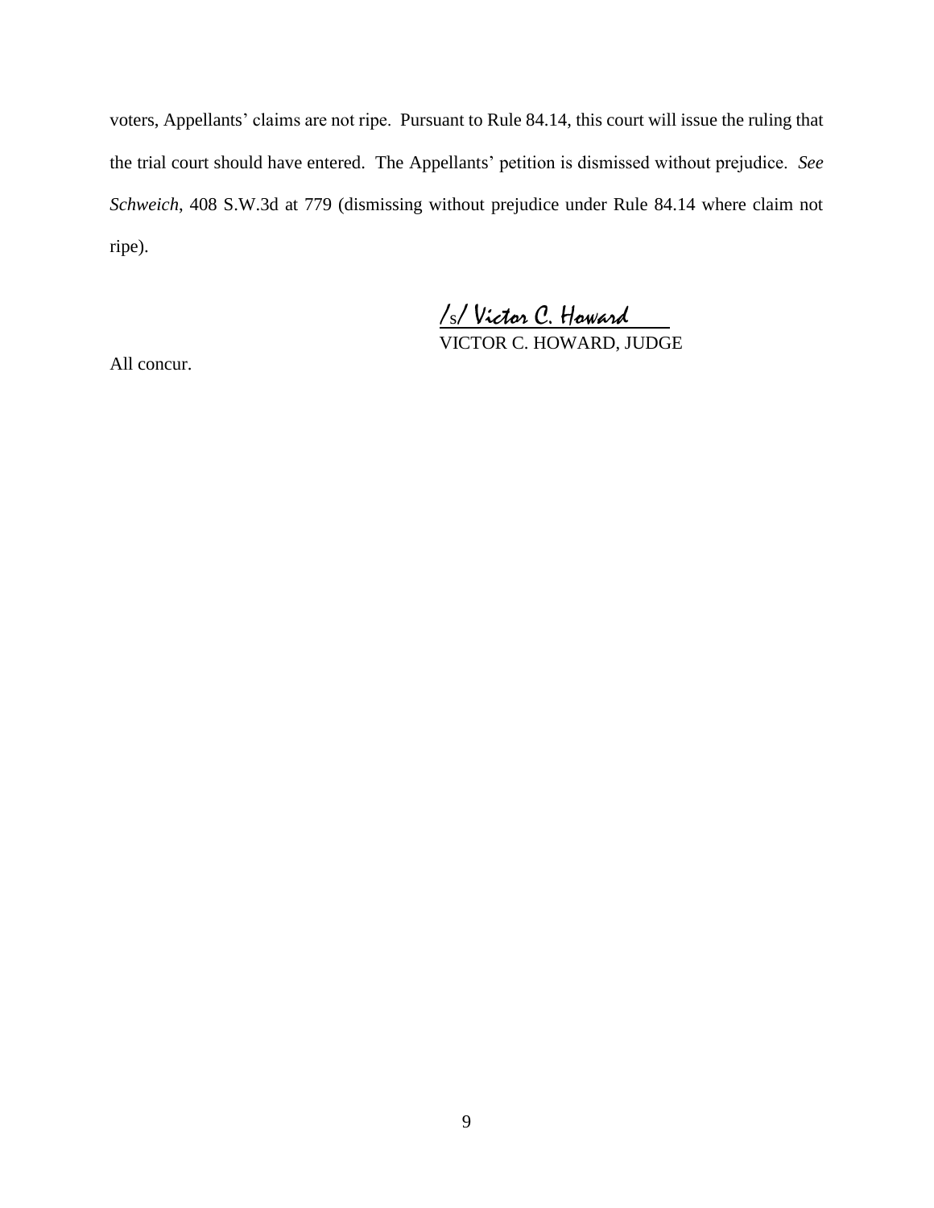voters, Appellants' claims are not ripe. Pursuant to Rule 84.14, this court will issue the ruling that the trial court should have entered. The Appellants' petition is dismissed without prejudice. *See Schweich*, 408 S.W.3d at 779 (dismissing without prejudice under Rule 84.14 where claim not ripe).

/s/ Victor C. Howard
VICTOR C. HOWARD, JUDGE

All concur.